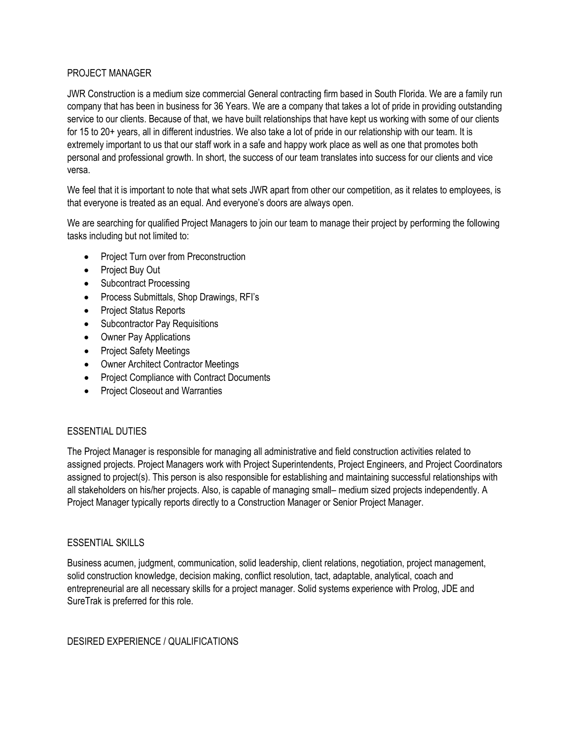# PROJECT MANAGER

JWR Construction is a medium size commercial General contracting firm based in South Florida. We are a family run company that has been in business for 36 Years. We are a company that takes a lot of pride in providing outstanding service to our clients. Because of that, we have built relationships that have kept us working with some of our clients for 15 to 20+ years, all in different industries. We also take a lot of pride in our relationship with our team. It is extremely important to us that our staff work in a safe and happy work place as well as one that promotes both personal and professional growth. In short, the success of our team translates into success for our clients and vice versa.

We feel that it is important to note that what sets JWR apart from other our competition, as it relates to employees, is that everyone is treated as an equal. And everyone's doors are always open.

We are searching for qualified Project Managers to join our team to manage their project by performing the following tasks including but not limited to:

- Project Turn over from Preconstruction
- Project Buy Out
- Subcontract Processing
- Process Submittals, Shop Drawings, RFI's
- Project Status Reports
- Subcontractor Pay Requisitions
- Owner Pay Applications
- Project Safety Meetings
- Owner Architect Contractor Meetings
- Project Compliance with Contract Documents
- Project Closeout and Warranties

## ESSENTIAL DUTIES

The Project Manager is responsible for managing all administrative and field construction activities related to assigned projects. Project Managers work with Project Superintendents, Project Engineers, and Project Coordinators assigned to project(s). This person is also responsible for establishing and maintaining successful relationships with all stakeholders on his/her projects. Also, is capable of managing small– medium sized projects independently. A Project Manager typically reports directly to a Construction Manager or Senior Project Manager.

## ESSENTIAL SKILLS

Business acumen, judgment, communication, solid leadership, client relations, negotiation, project management, solid construction knowledge, decision making, conflict resolution, tact, adaptable, analytical, coach and entrepreneurial are all necessary skills for a project manager. Solid systems experience with Prolog, JDE and SureTrak is preferred for this role.

## DESIRED EXPERIENCE / QUALIFICATIONS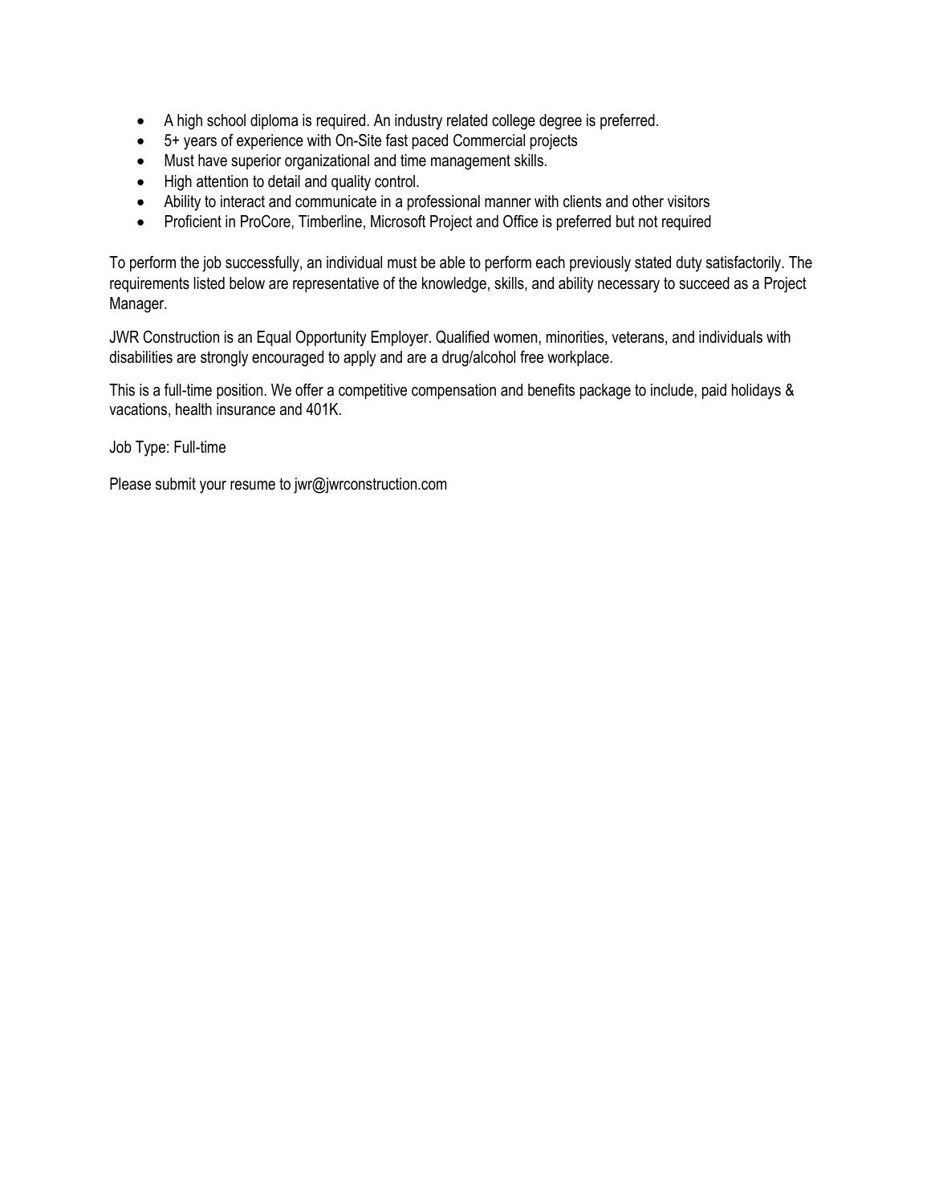- A high school diploma is required. An industry related college degree is preferred.
- 5+ years of experience with On-Site fast paced Commercial projects
- Must have superior organizational and time management skills.
- High attention to detail and quality control.
- Ability to interact and communicate in a professional manner with clients and other visitors
- Proficient in ProCore, Timberline, Microsoft Project and Office is preferred but not required

To perform the job successfully, an individual must be able to perform each previously stated duty satisfactorily. The requirements listed below are representative of the knowledge, skills, and ability necessary to succeed as a Project Manager.

JWR Construction is an Equal Opportunity Employer. Qualified women, minorities, veterans, and individuals with disabilities are strongly encouraged to apply and are a drug/alcohol free workplace.

This is a full-time position. We offer a competitive compensation and benefits package to include, paid holidays & vacations, health insurance and 401K.

Job Type: Full-time

Please submit your resume to jwr@jwrconstruction.com